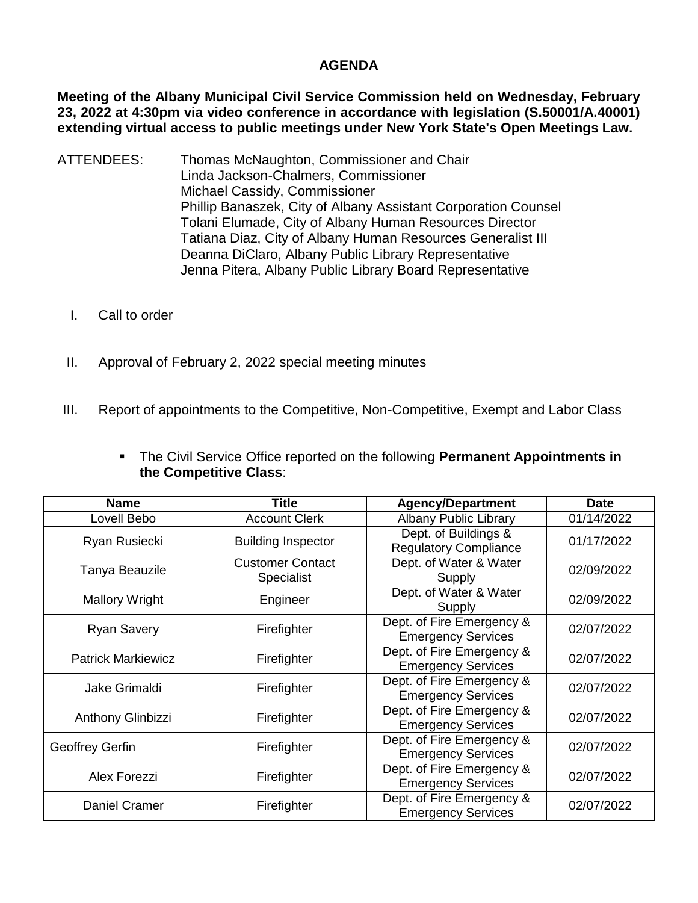# AGENDA

**Meeting of the Albany Municipal Civil Service Commission held on Wednesday, February 23, 2022 at 4:30pm via video conference in accordance with legislation (S.50001/A.40001) extending virtual access to public meetings under New York State's Open Meetings Law.**

ATTENDEES:
Thomas McNaughton, Commissioner and Chair
Linda Jackson-Chalmers, Commissioner
Michael Cassidy, Commissioner
Phillip Banaszek, City of Albany Assistant Corporation Counsel
Tolani Elumade, City of Albany Human Resources Director
Tatiana Diaz, City of Albany Human Resources Generalist III
Deanna DiClaro, Albany Public Library Representative
Jenna Pitera, Albany Public Library Board Representative

I. Call to order

II. Approval of February 2, 2022 special meeting minutes

III. Report of appointments to the Competitive, Non-Competitive, Exempt and Labor Class

- The Civil Service Office reported on the following **Permanent Appointments in the Competitive Class**:

| Name | Title | Agency/Department | Date |
|---|---|---|---|
| Lovell Bebo | Account Clerk | Albany Public Library | 01/14/2022 |
| Ryan Rusiecki | Building Inspector | Dept. of Buildings & Regulatory Compliance | 01/17/2022 |
| Tanya Beauzile | Customer Contact Specialist | Dept. of Water & Water Supply | 02/09/2022 |
| Mallory Wright | Engineer | Dept. of Water & Water Supply | 02/09/2022 |
| Ryan Savery | Firefighter | Dept. of Fire Emergency & Emergency Services | 02/07/2022 |
| Patrick Markiewicz | Firefighter | Dept. of Fire Emergency & Emergency Services | 02/07/2022 |
| Jake Grimaldi | Firefighter | Dept. of Fire Emergency & Emergency Services | 02/07/2022 |
| Anthony Glinbizzi | Firefighter | Dept. of Fire Emergency & Emergency Services | 02/07/2022 |
| Geoffrey Gerfin | Firefighter | Dept. of Fire Emergency & Emergency Services | 02/07/2022 |
| Alex Forezzi | Firefighter | Dept. of Fire Emergency & Emergency Services | 02/07/2022 |
| Daniel Cramer | Firefighter | Dept. of Fire Emergency & Emergency Services | 02/07/2022 |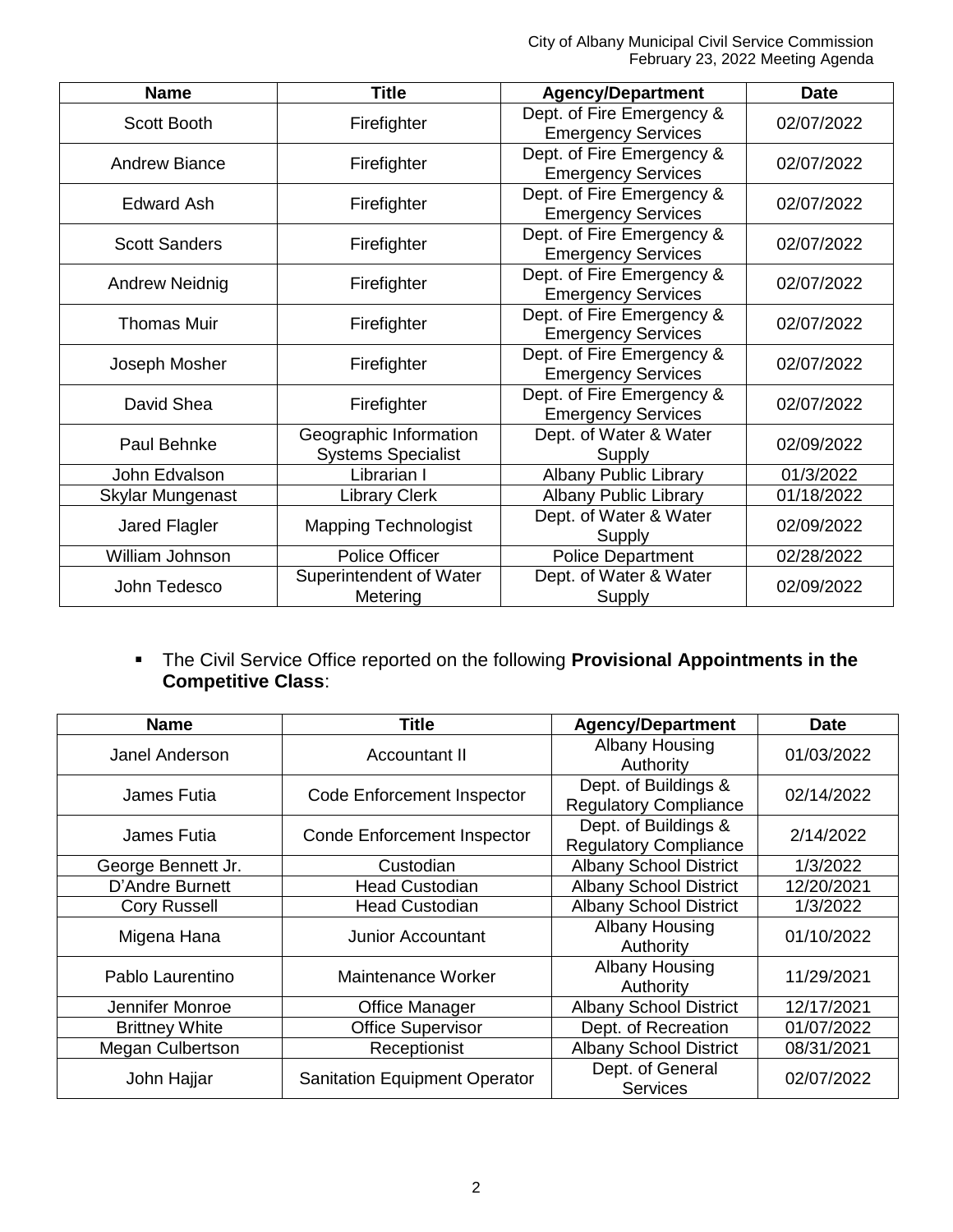| Name | Title | Agency/Department | Date |
| --- | --- | --- | --- |
| Scott Booth | Firefighter | Dept. of Fire Emergency & Emergency Services | 02/07/2022 |
| Andrew Biance | Firefighter | Dept. of Fire Emergency & Emergency Services | 02/07/2022 |
| Edward Ash | Firefighter | Dept. of Fire Emergency & Emergency Services | 02/07/2022 |
| Scott Sanders | Firefighter | Dept. of Fire Emergency & Emergency Services | 02/07/2022 |
| Andrew Neidnig | Firefighter | Dept. of Fire Emergency & Emergency Services | 02/07/2022 |
| Thomas Muir | Firefighter | Dept. of Fire Emergency & Emergency Services | 02/07/2022 |
| Joseph Mosher | Firefighter | Dept. of Fire Emergency & Emergency Services | 02/07/2022 |
| David Shea | Firefighter | Dept. of Fire Emergency & Emergency Services | 02/07/2022 |
| Paul Behnke | Geographic Information Systems Specialist | Dept. of Water & Water Supply | 02/09/2022 |
| John Edvalson | Librarian I | Albany Public Library | 01/3/2022 |
| Skylar Mungenast | Library Clerk | Albany Public Library | 01/18/2022 |
| Jared Flagler | Mapping Technologist | Dept. of Water & Water Supply | 02/09/2022 |
| William Johnson | Police Officer | Police Department | 02/28/2022 |
| John Tedesco | Superintendent of Water Metering | Dept. of Water & Water Supply | 02/09/2022 |

- The Civil Service Office reported on the following **Provisional Appointments in the Competitive Class**:

| Name | Title | Agency/Department | Date |
| --- | --- | --- | --- |
| Janel Anderson | Accountant II | Albany Housing Authority | 01/03/2022 |
| James Futia | Code Enforcement Inspector | Dept. of Buildings & Regulatory Compliance | 02/14/2022 |
| James Futia | Conde Enforcement Inspector | Dept. of Buildings & Regulatory Compliance | 2/14/2022 |
| George Bennett Jr. | Custodian | Albany School District | 1/3/2022 |
| D'Andre Burnett | Head Custodian | Albany School District | 12/20/2021 |
| Cory Russell | Head Custodian | Albany School District | 1/3/2022 |
| Migena Hana | Junior Accountant | Albany Housing Authority | 01/10/2022 |
| Pablo Laurentino | Maintenance Worker | Albany Housing Authority | 11/29/2021 |
| Jennifer Monroe | Office Manager | Albany School District | 12/17/2021 |
| Brittney White | Office Supervisor | Dept. of Recreation | 01/07/2022 |
| Megan Culbertson | Receptionist | Albany School District | 08/31/2021 |
| John Hajjar | Sanitation Equipment Operator | Dept. of General Services | 02/07/2022 |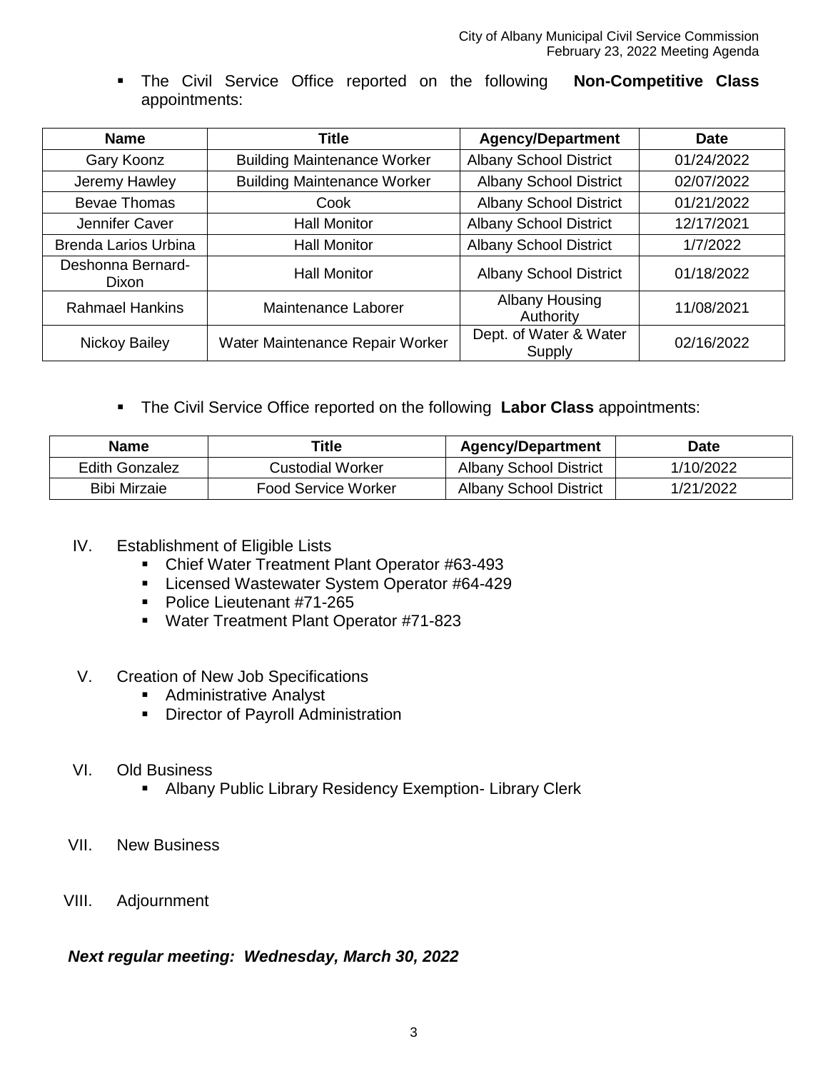- The Civil Service Office reported on the following **Non-Competitive Class** appointments:

| Name | Title | Agency/Department | Date |
|---|---|---|---|
| Gary Koonz | Building Maintenance Worker | Albany School District | 01/24/2022 |
| Jeremy Hawley | Building Maintenance Worker | Albany School District | 02/07/2022 |
| Bevae Thomas | Cook | Albany School District | 01/21/2022 |
| Jennifer Caver | Hall Monitor | Albany School District | 12/17/2021 |
| Brenda Larios Urbina | Hall Monitor | Albany School District | 1/7/2022 |
| Deshonna Bernard-Dixon | Hall Monitor | Albany School District | 01/18/2022 |
| Rahmael Hankins | Maintenance Laborer | Albany Housing Authority | 11/08/2021 |
| Nickoy Bailey | Water Maintenance Repair Worker | Dept. of Water & Water Supply | 02/16/2022 |

- The Civil Service Office reported on the following **Labor Class** appointments:

| Name | Title | Agency/Department | Date |
|---|---|---|---|
| Edith Gonzalez | Custodial Worker | Albany School District | 1/10/2022 |
| Bibi Mirzaie | Food Service Worker | Albany School District | 1/21/2022 |

IV. Establishment of Eligible Lists
- Chief Water Treatment Plant Operator #63-493
- Licensed Wastewater System Operator #64-429
- Police Lieutenant #71-265
- Water Treatment Plant Operator #71-823

V. Creation of New Job Specifications
- Administrative Analyst
- Director of Payroll Administration

VI. Old Business
- Albany Public Library Residency Exemption- Library Clerk

VII. New Business

VIII. Adjournment

***Next regular meeting: Wednesday, March 30, 2022***